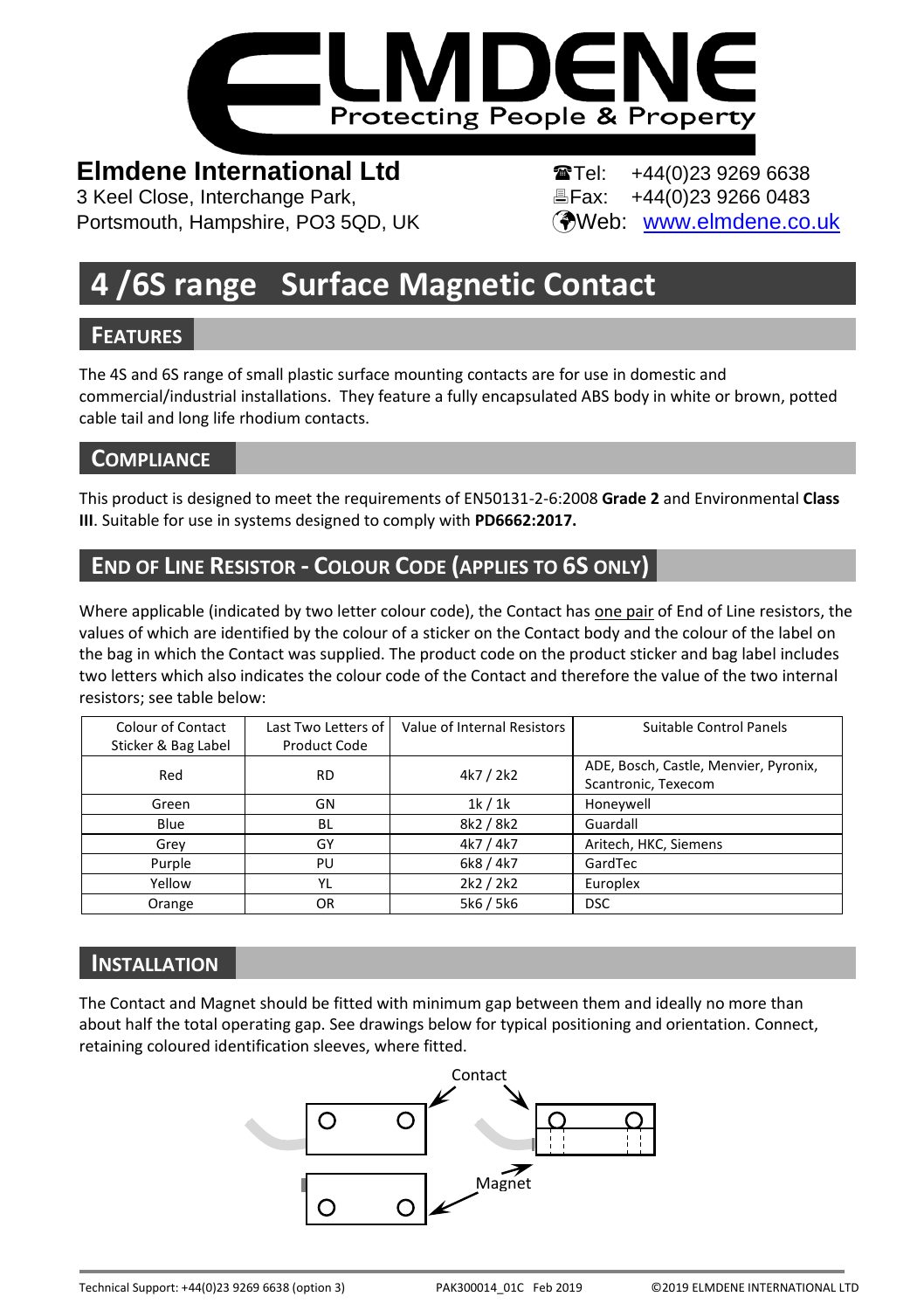# ELMDENE

Protecting People & Property

**Elmdene International Ltd**
3 Keel Close, Interchange Park,
Portsmouth, Hampshire, PO3 5QD, UK

Tel: +44(0)23 9269 6638
Fax: +44(0)23 9266 0483
Web: www.elmdene.co.uk

# 4 /6S range Surface Magnetic Contact

## FEATURES

The 4S and 6S range of small plastic surface mounting contacts are for use in domestic and commercial/industrial installations. They feature a fully encapsulated ABS body in white or brown, potted cable tail and long life rhodium contacts.

## COMPLIANCE

This product is designed to meet the requirements of EN50131-2-6:2008 **Grade 2** and Environmental **Class III**. Suitable for use in systems designed to comply with **PD6662:2017.**

## END OF LINE RESISTOR - COLOUR CODE (APPLIES TO 6S ONLY)

Where applicable (indicated by two letter colour code), the Contact has one pair of End of Line resistors, the values of which are identified by the colour of a sticker on the Contact body and the colour of the label on the bag in which the Contact was supplied. The product code on the product sticker and bag label includes two letters which also indicates the colour code of the Contact and therefore the value of the two internal resistors; see table below:

| Colour of Contact Sticker & Bag Label | Last Two Letters of Product Code | Value of Internal Resistors | Suitable Control Panels |
|---|---|---|---|
| Red | RD | 4k7 / 2k2 | ADE, Bosch, Castle, Menvier, Pyronix, Scantronic, Texecom |
| Green | GN | 1k / 1k | Honeywell |
| Blue | BL | 8k2 / 8k2 | Guardall |
| Grey | GY | 4k7 / 4k7 | Aritech, HKC, Siemens |
| Purple | PU | 6k8 / 4k7 | GardTec |
| Yellow | YL | 2k2 / 2k2 | Europlex |
| Orange | OR | 5k6 / 5k6 | DSC |

## INSTALLATION

The Contact and Magnet should be fitted with minimum gap between them and ideally no more than about half the total operating gap. See drawings below for typical positioning and orientation. Connect, retaining coloured identification sleeves, where fitted.

Contact

Magnet

Technical Support: +44(0)23 9269 6638 (option 3) PAK300014_01C Feb 2019 ©2019 ELMDENE INTERNATIONAL LTD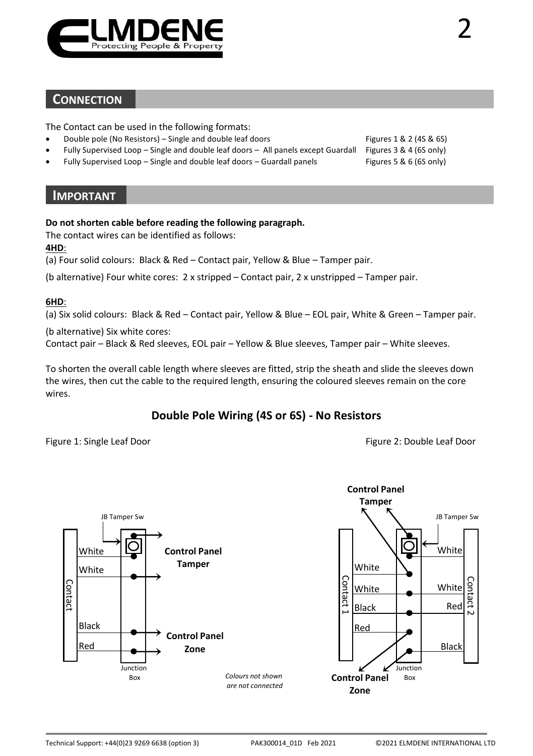## CONNECTION

The Contact can be used in the following formats:

- Double pole (No Resistors) – Single and double leaf doors — Figures 1 & 2 (4S & 6S)
- Fully Supervised Loop – Single and double leaf doors – All panels except Guardall — Figures 3 & 4 (6S only)
- Fully Supervised Loop – Single and double leaf doors – Guardall panels — Figures 5 & 6 (6S only)

## IMPORTANT

**Do not shorten cable before reading the following paragraph.**

The contact wires can be identified as follows:

**4HD**:

(a) Four solid colours: Black & Red – Contact pair, Yellow & Blue – Tamper pair.

(b alternative) Four white cores: 2 x stripped – Contact pair, 2 x unstripped – Tamper pair.

**6HD**:

(a) Six solid colours: Black & Red – Contact pair, Yellow & Blue – EOL pair, White & Green – Tamper pair.

(b alternative) Six white cores:
Contact pair – Black & Red sleeves, EOL pair – Yellow & Blue sleeves, Tamper pair – White sleeves.

To shorten the overall cable length where sleeves are fitted, strip the sheath and slide the sleeves down the wires, then cut the cable to the required length, ensuring the coloured sleeves remain on the core wires.

### Double Pole Wiring (4S or 6S) - No Resistors

Figure 1: Single Leaf Door

Figure 2: Double Leaf Door

*Colours not shown are not connected*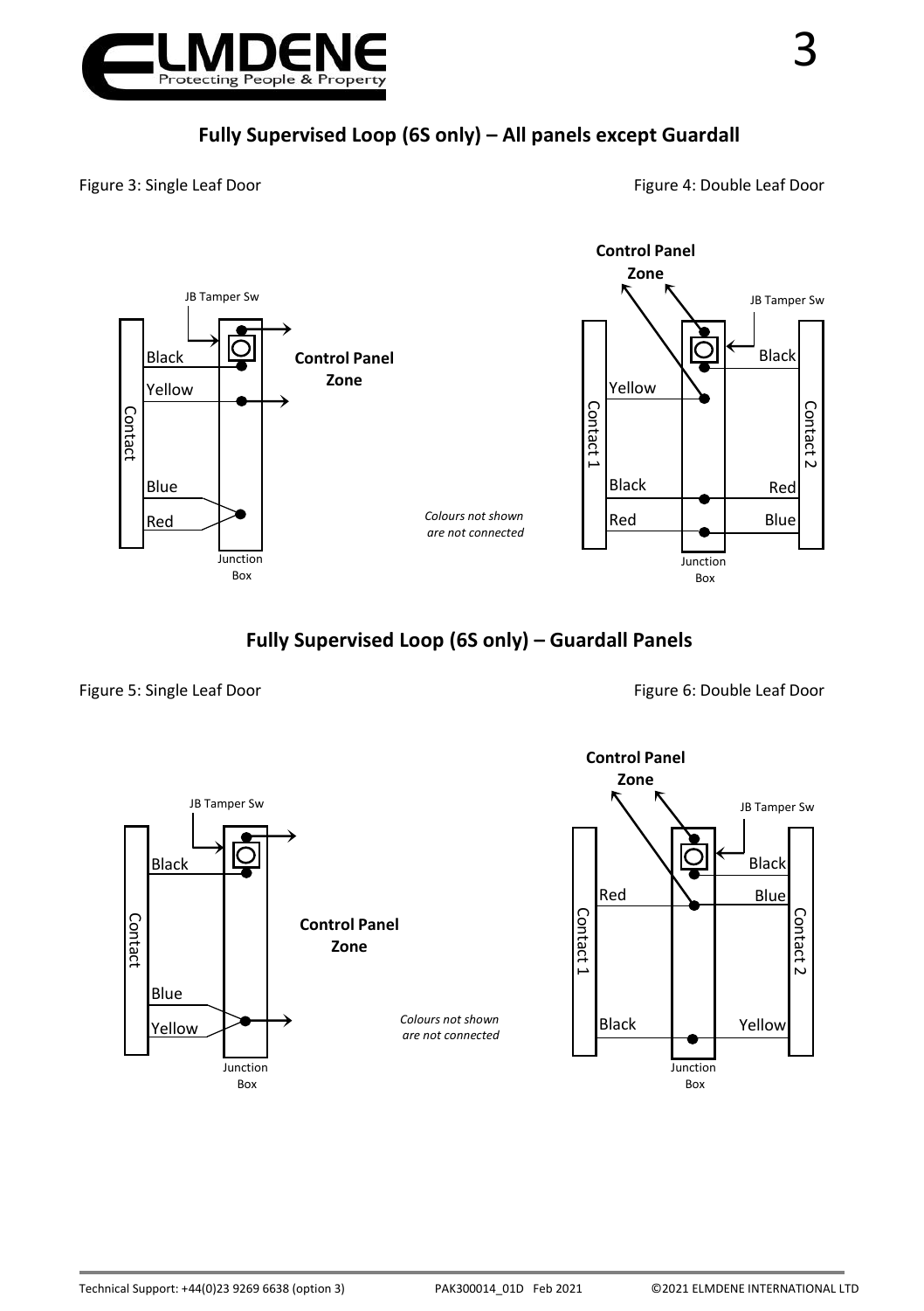## Fully Supervised Loop (6S only) – All panels except Guardall

Figure 3: Single Leaf Door

JB Tamper Sw

Black

Yellow

Contact

Blue

Red

Junction Box

Control Panel Zone

*Colours not shown are not connected*

Figure 4: Double Leaf Door

Control Panel Zone

JB Tamper Sw

Yellow

Contact 1

Black

Red

Black

Contact 2

Red

Blue

Junction Box

## Fully Supervised Loop (6S only) – Guardall Panels

Figure 5: Single Leaf Door

JB Tamper Sw

Black

Contact

Blue

Yellow

Junction Box

Control Panel Zone

*Colours not shown are not connected*

Figure 6: Double Leaf Door

Control Panel Zone

JB Tamper Sw

Red

Contact 1

Black

Black

Blue

Contact 2

Yellow

Junction Box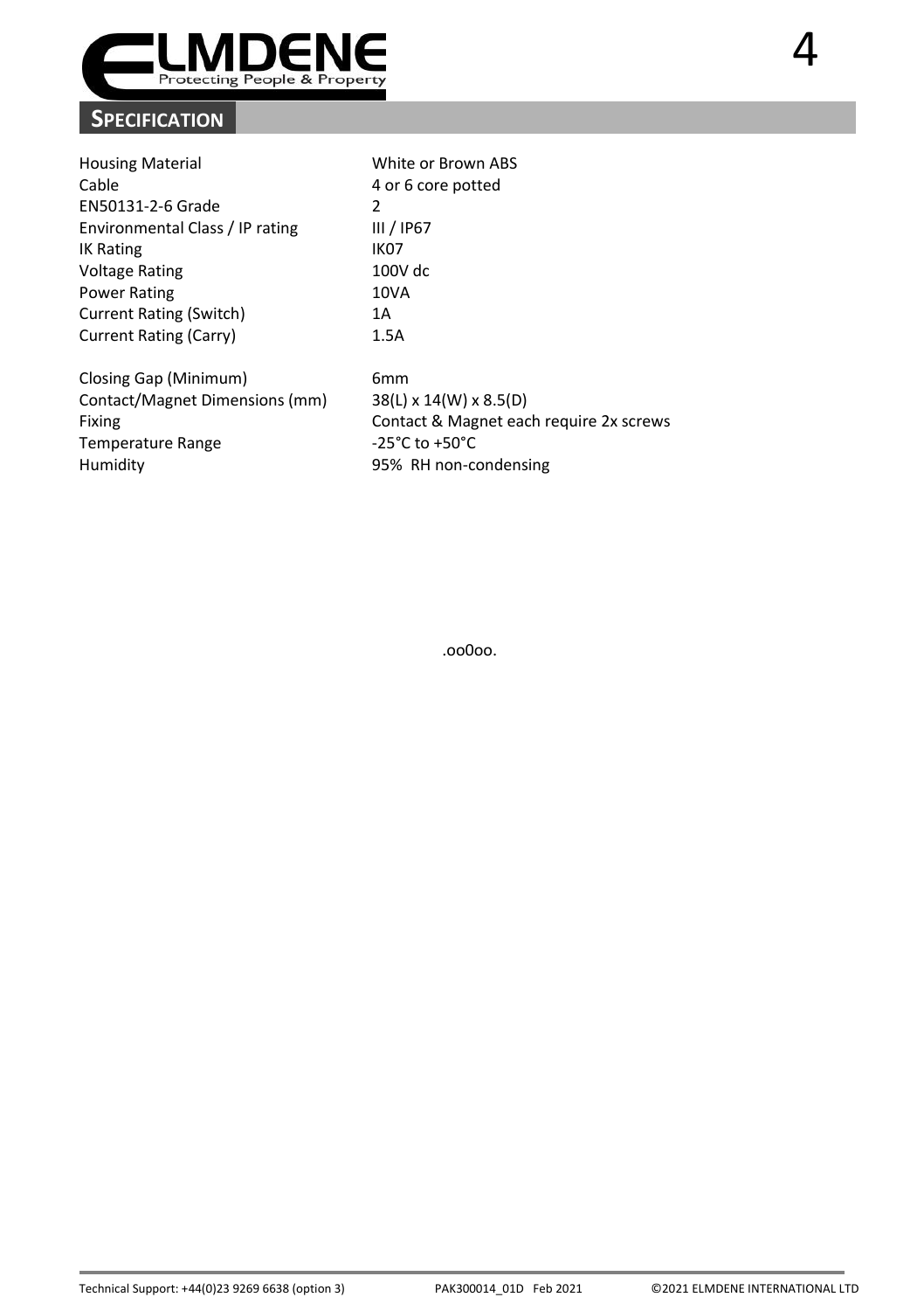## SPECIFICATION

| | |
|---|---|
| Housing Material | White or Brown ABS |
| Cable | 4 or 6 core potted |
| EN50131-2-6 Grade | 2 |
| Environmental Class / IP rating | III / IP67 |
| IK Rating | IK07 |
| Voltage Rating | 100V dc |
| Power Rating | 10VA |
| Current Rating (Switch) | 1A |
| Current Rating (Carry) | 1.5A |
| Closing Gap (Minimum) | 6mm |
| Contact/Magnet Dimensions (mm) | 38(L) x 14(W) x 8.5(D) |
| Fixing | Contact & Magnet each require 2x screws |
| Temperature Range | -25°C to +50°C |
| Humidity | 95% RH non-condensing |

.oo0oo.

Technical Support: +44(0)23 9269 6638 (option 3) PAK300014_01D Feb 2021 ©2021 ELMDENE INTERNATIONAL LTD